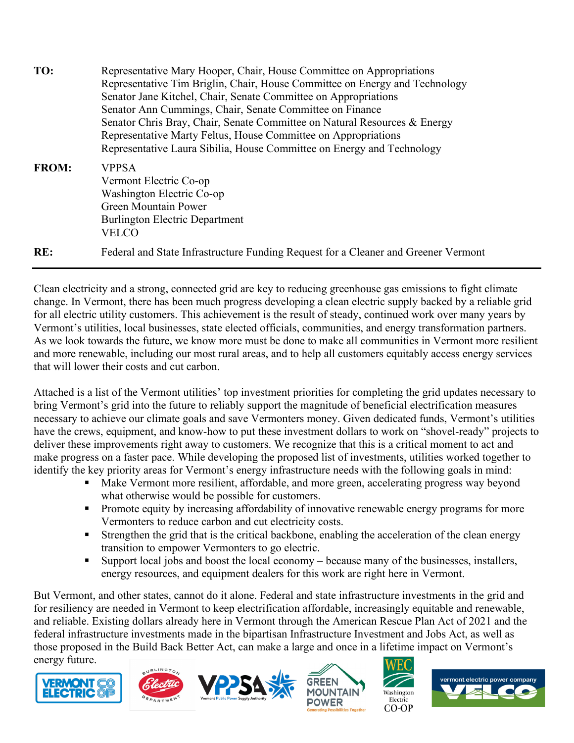**TO:** Representative Mary Hooper, Chair, House Committee on Appropriations
Representative Tim Briglin, Chair, House Committee on Energy and Technology
Senator Jane Kitchel, Chair, Senate Committee on Appropriations
Senator Ann Cummings, Chair, Senate Committee on Finance
Senator Chris Bray, Chair, Senate Committee on Natural Resources & Energy
Representative Marty Feltus, House Committee on Appropriations
Representative Laura Sibilia, House Committee on Energy and Technology

**FROM:** VPPSA
Vermont Electric Co-op
Washington Electric Co-op
Green Mountain Power
Burlington Electric Department
VELCO

**RE:** Federal and State Infrastructure Funding Request for a Cleaner and Greener Vermont

---

Clean electricity and a strong, connected grid are key to reducing greenhouse gas emissions to fight climate change. In Vermont, there has been much progress developing a clean electric supply backed by a reliable grid for all electric utility customers. This achievement is the result of steady, continued work over many years by Vermont's utilities, local businesses, state elected officials, communities, and energy transformation partners. As we look towards the future, we know more must be done to make all communities in Vermont more resilient and more renewable, including our most rural areas, and to help all customers equitably access energy services that will lower their costs and cut carbon.

Attached is a list of the Vermont utilities' top investment priorities for completing the grid updates necessary to bring Vermont's grid into the future to reliably support the magnitude of beneficial electrification measures necessary to achieve our climate goals and save Vermonters money. Given dedicated funds, Vermont's utilities have the crews, equipment, and know-how to put these investment dollars to work on "shovel-ready" projects to deliver these improvements right away to customers. We recognize that this is a critical moment to act and make progress on a faster pace. While developing the proposed list of investments, utilities worked together to identify the key priority areas for Vermont's energy infrastructure needs with the following goals in mind:

- Make Vermont more resilient, affordable, and more green, accelerating progress way beyond what otherwise would be possible for customers.
- Promote equity by increasing affordability of innovative renewable energy programs for more Vermonters to reduce carbon and cut electricity costs.
- Strengthen the grid that is the critical backbone, enabling the acceleration of the clean energy transition to empower Vermonters to go electric.
- Support local jobs and boost the local economy – because many of the businesses, installers, energy resources, and equipment dealers for this work are right here in Vermont.

But Vermont, and other states, cannot do it alone. Federal and state infrastructure investments in the grid and for resiliency are needed in Vermont to keep electrification affordable, increasingly equitable and renewable, and reliable. Existing dollars already here in Vermont through the American Rescue Plan Act of 2021 and the federal infrastructure investments made in the bipartisan Infrastructure Investment and Jobs Act, as well as those proposed in the Build Back Better Act, can make a large and once in a lifetime impact on Vermont's energy future.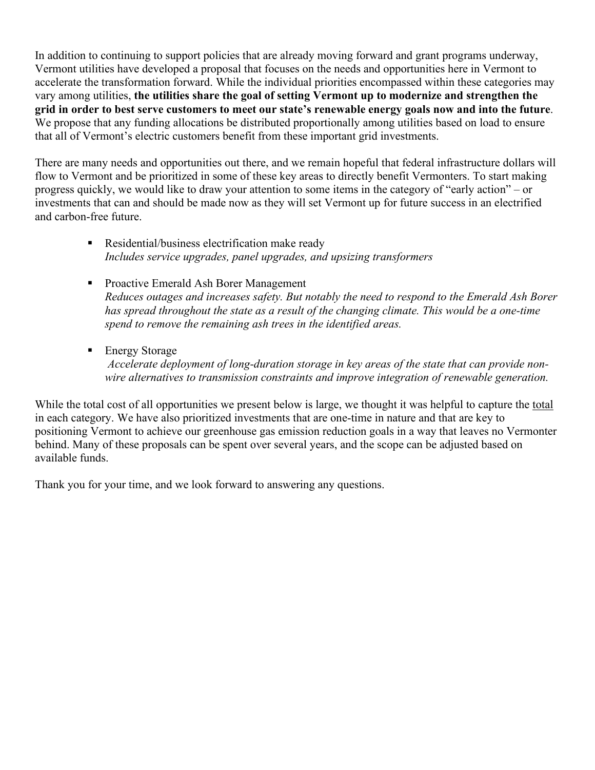In addition to continuing to support policies that are already moving forward and grant programs underway, Vermont utilities have developed a proposal that focuses on the needs and opportunities here in Vermont to accelerate the transformation forward. While the individual priorities encompassed within these categories may vary among utilities, **the utilities share the goal of setting Vermont up to modernize and strengthen the grid in order to best serve customers to meet our state's renewable energy goals now and into the future**. We propose that any funding allocations be distributed proportionally among utilities based on load to ensure that all of Vermont's electric customers benefit from these important grid investments.

There are many needs and opportunities out there, and we remain hopeful that federal infrastructure dollars will flow to Vermont and be prioritized in some of these key areas to directly benefit Vermonters. To start making progress quickly, we would like to draw your attention to some items in the category of "early action" – or investments that can and should be made now as they will set Vermont up for future success in an electrified and carbon-free future.

- Residential/business electrification make ready
  *Includes service upgrades, panel upgrades, and upsizing transformers*

- Proactive Emerald Ash Borer Management
  *Reduces outages and increases safety. But notably the need to respond to the Emerald Ash Borer has spread throughout the state as a result of the changing climate. This would be a one-time spend to remove the remaining ash trees in the identified areas.*

- Energy Storage
  *Accelerate deployment of long-duration storage in key areas of the state that can provide non-wire alternatives to transmission constraints and improve integration of renewable generation.*

While the total cost of all opportunities we present below is large, we thought it was helpful to capture the <u>total</u> in each category. We have also prioritized investments that are one-time in nature and that are key to positioning Vermont to achieve our greenhouse gas emission reduction goals in a way that leaves no Vermonter behind. Many of these proposals can be spent over several years, and the scope can be adjusted based on available funds.

Thank you for your time, and we look forward to answering any questions.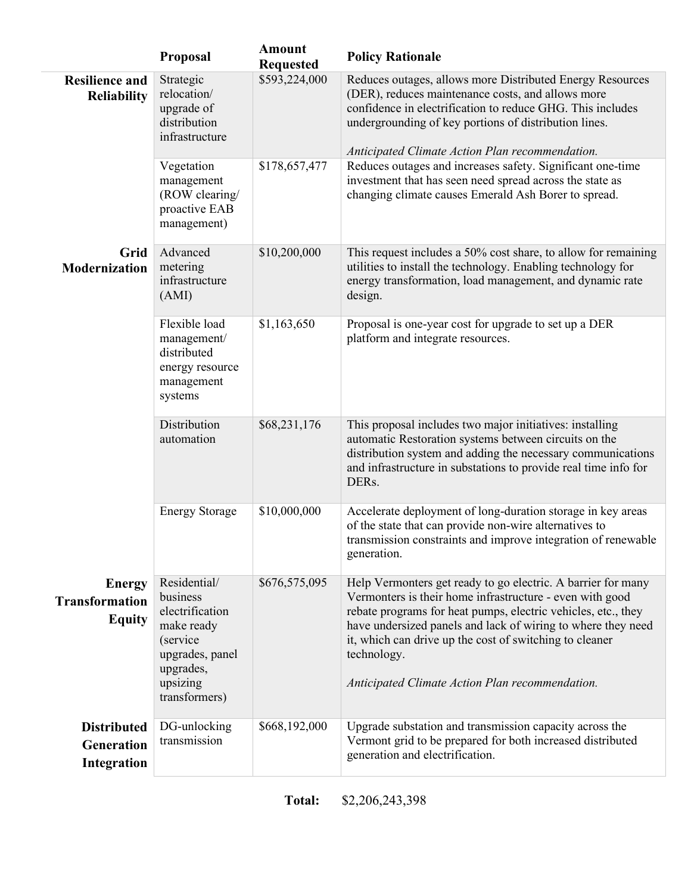| | Proposal | Amount Requested | Policy Rationale |
|---|---|---|---|
| **Resilience and Reliability** | Strategic relocation/ upgrade of distribution infrastructure | $593,224,000 | Reduces outages, allows more Distributed Energy Resources (DER), reduces maintenance costs, and allows more confidence in electrification to reduce GHG. This includes undergrounding of key portions of distribution lines.<br><br>*Anticipated Climate Action Plan recommendation.* |
| | Vegetation management (ROW clearing/ proactive EAB management) | $178,657,477 | Reduces outages and increases safety. Significant one-time investment that has seen need spread across the state as changing climate causes Emerald Ash Borer to spread. |
| **Grid Modernization** | Advanced metering infrastructure (AMI) | $10,200,000 | This request includes a 50% cost share, to allow for remaining utilities to install the technology. Enabling technology for energy transformation, load management, and dynamic rate design. |
| | Flexible load management/ distributed energy resource management systems | $1,163,650 | Proposal is one-year cost for upgrade to set up a DER platform and integrate resources. |
| | Distribution automation | $68,231,176 | This proposal includes two major initiatives: installing automatic Restoration systems between circuits on the distribution system and adding the necessary communications and infrastructure in substations to provide real time info for DERs. |
| | Energy Storage | $10,000,000 | Accelerate deployment of long-duration storage in key areas of the state that can provide non-wire alternatives to transmission constraints and improve integration of renewable generation. |
| **Energy Transformation Equity** | Residential/ business electrification make ready (service upgrades, panel upgrades, upsizing transformers) | $676,575,095 | Help Vermonters get ready to go electric. A barrier for many Vermonters is their home infrastructure - even with good rebate programs for heat pumps, electric vehicles, etc., they have undersized panels and lack of wiring to where they need it, which can drive up the cost of switching to cleaner technology.<br><br>*Anticipated Climate Action Plan recommendation.* |
| **Distributed Generation Integration** | DG-unlocking transmission | $668,192,000 | Upgrade substation and transmission capacity across the Vermont grid to be prepared for both increased distributed generation and electrification. |

**Total:** $2,206,243,398